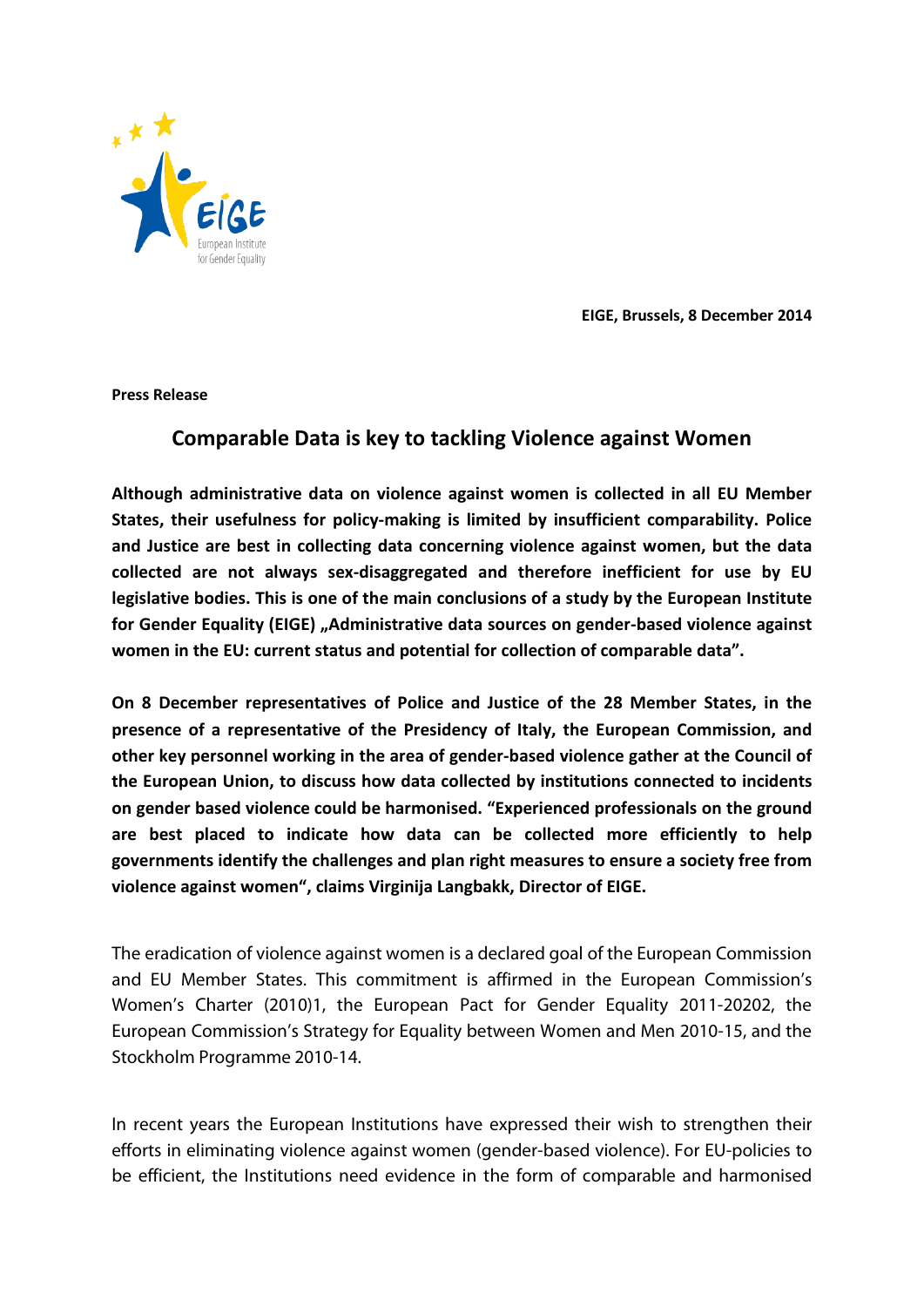EIGE, Brussels, 8 December 2014

**Press Release**

# Comparable Data is key to tackling Violence against Women

**Although administrative data on violence against women is collected in all EU Member States, their usefulness for policy-making is limited by insufficient comparability. Police and Justice are best in collecting data concerning violence against women, but the data collected are not always sex-disaggregated and therefore inefficient for use by EU legislative bodies. This is one of the main conclusions of a study by the European Institute for Gender Equality (EIGE) „Administrative data sources on gender-based violence against women in the EU: current status and potential for collection of comparable data".**

**On 8 December representatives of Police and Justice of the 28 Member States, in the presence of a representative of the Presidency of Italy, the European Commission, and other key personnel working in the area of gender-based violence gather at the Council of the European Union, to discuss how data collected by institutions connected to incidents on gender based violence could be harmonised. "Experienced professionals on the ground are best placed to indicate how data can be collected more efficiently to help governments identify the challenges and plan right measures to ensure a society free from violence against women", claims Virginija Langbakk, Director of EIGE.**

The eradication of violence against women is a declared goal of the European Commission and EU Member States. This commitment is affirmed in the European Commission's Women's Charter (2010)[1], the European Pact for Gender Equality 2011-2020[2], the European Commission's Strategy for Equality between Women and Men 2010-15, and the Stockholm Programme 2010-14.

In recent years the European Institutions have expressed their wish to strengthen their efforts in eliminating violence against women (gender-based violence). For EU-policies to be efficient, the Institutions need evidence in the form of comparable and harmonised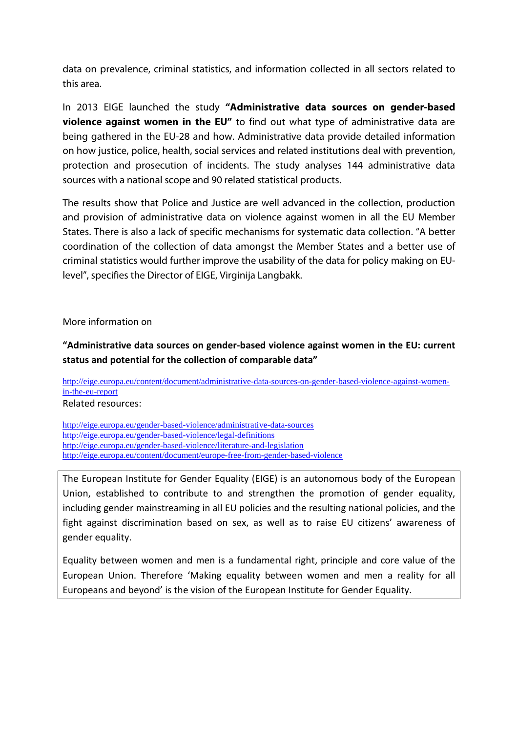data on prevalence, criminal statistics, and information collected in all sectors related to this area.

In 2013 EIGE launched the study **"Administrative data sources on gender-based violence against women in the EU"** to find out what type of administrative data are being gathered in the EU-28 and how. Administrative data provide detailed information on how justice, police, health, social services and related institutions deal with prevention, protection and prosecution of incidents. The study analyses 144 administrative data sources with a national scope and 90 related statistical products.

The results show that Police and Justice are well advanced in the collection, production and provision of administrative data on violence against women in all the EU Member States. There is also a lack of specific mechanisms for systematic data collection. "A better coordination of the collection of data amongst the Member States and a better use of criminal statistics would further improve the usability of the data for policy making on EU-level", specifies the Director of EIGE, Virginija Langbakk.

More information on

**"Administrative data sources on gender-based violence against women in the EU: current status and potential for the collection of comparable data"**

http://eige.europa.eu/content/document/administrative-data-sources-on-gender-based-violence-against-women-in-the-eu-report

Related resources:

http://eige.europa.eu/gender-based-violence/administrative-data-sources
http://eige.europa.eu/gender-based-violence/legal-definitions
http://eige.europa.eu/gender-based-violence/literature-and-legislation
http://eige.europa.eu/content/document/europe-free-from-gender-based-violence

The European Institute for Gender Equality (EIGE) is an autonomous body of the European Union, established to contribute to and strengthen the promotion of gender equality, including gender mainstreaming in all EU policies and the resulting national policies, and the fight against discrimination based on sex, as well as to raise EU citizens' awareness of gender equality.

Equality between women and men is a fundamental right, principle and core value of the European Union. Therefore 'Making equality between women and men a reality for all Europeans and beyond' is the vision of the European Institute for Gender Equality.